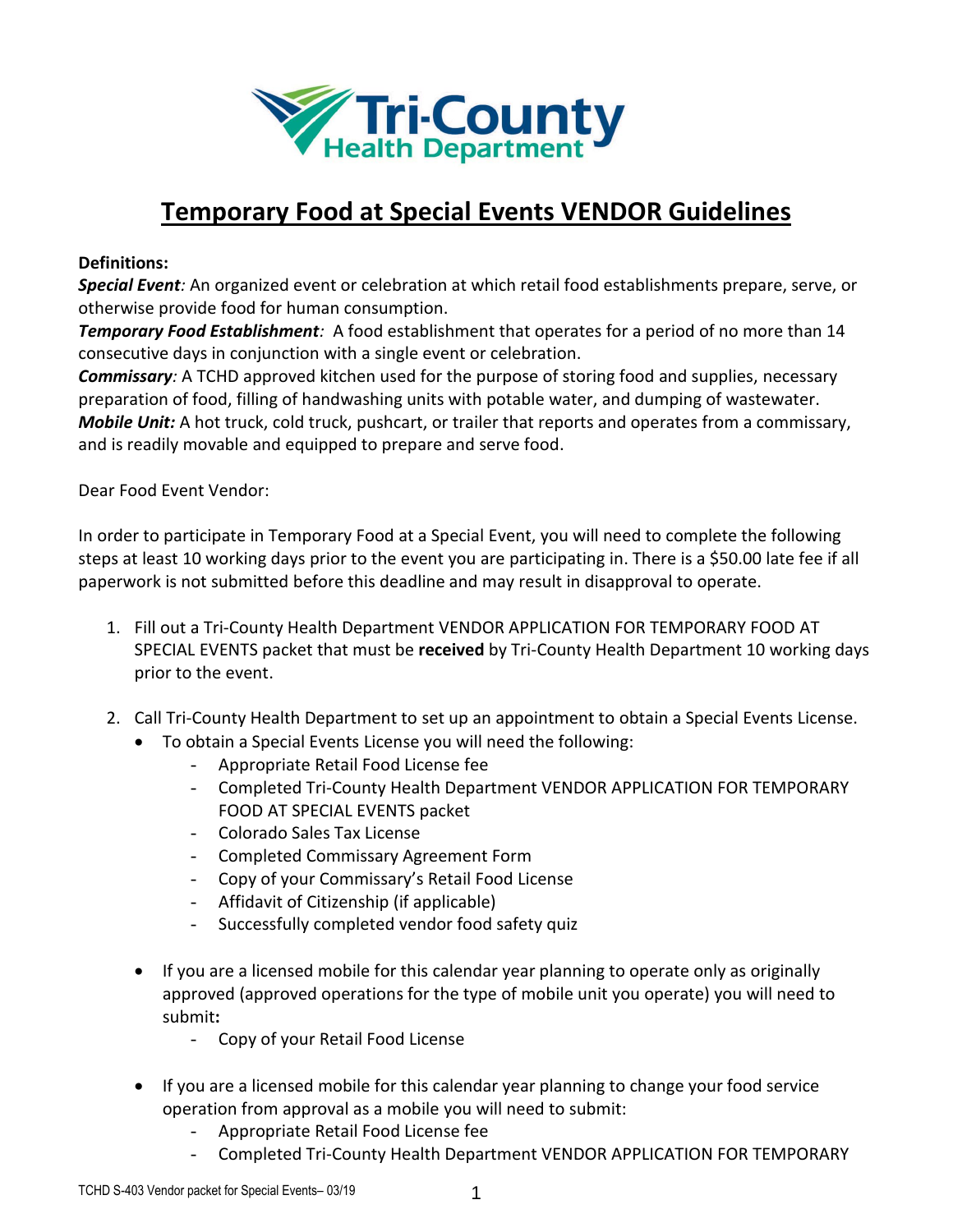# Temporary Food at Special Events VENDOR Guidelines

**Definitions:**

***Special Event****:* An organized event or celebration at which retail food establishments prepare, serve, or otherwise provide food for human consumption.

***Temporary Food Establishment****:* A food establishment that operates for a period of no more than 14 consecutive days in conjunction with a single event or celebration.

***Commissary****:* A TCHD approved kitchen used for the purpose of storing food and supplies, necessary preparation of food, filling of handwashing units with potable water, and dumping of wastewater.

***Mobile Unit:*** A hot truck, cold truck, pushcart, or trailer that reports and operates from a commissary, and is readily movable and equipped to prepare and serve food.

Dear Food Event Vendor:

In order to participate in Temporary Food at a Special Event, you will need to complete the following steps at least 10 working days prior to the event you are participating in. There is a $50.00 late fee if all paperwork is not submitted before this deadline and may result in disapproval to operate.

1. Fill out a Tri-County Health Department VENDOR APPLICATION FOR TEMPORARY FOOD AT SPECIAL EVENTS packet that must be **received** by Tri-County Health Department 10 working days prior to the event.

2. Call Tri-County Health Department to set up an appointment to obtain a Special Events License.
   - To obtain a Special Events License you will need the following:
     - Appropriate Retail Food License fee
     - Completed Tri-County Health Department VENDOR APPLICATION FOR TEMPORARY FOOD AT SPECIAL EVENTS packet
     - Colorado Sales Tax License
     - Completed Commissary Agreement Form
     - Copy of your Commissary's Retail Food License
     - Affidavit of Citizenship (if applicable)
     - Successfully completed vendor food safety quiz
   - If you are a licensed mobile for this calendar year planning to operate only as originally approved (approved operations for the type of mobile unit you operate) you will need to submit**:**
     - Copy of your Retail Food License
   - If you are a licensed mobile for this calendar year planning to change your food service operation from approval as a mobile you will need to submit:
     - Appropriate Retail Food License fee
     - Completed Tri-County Health Department VENDOR APPLICATION FOR TEMPORARY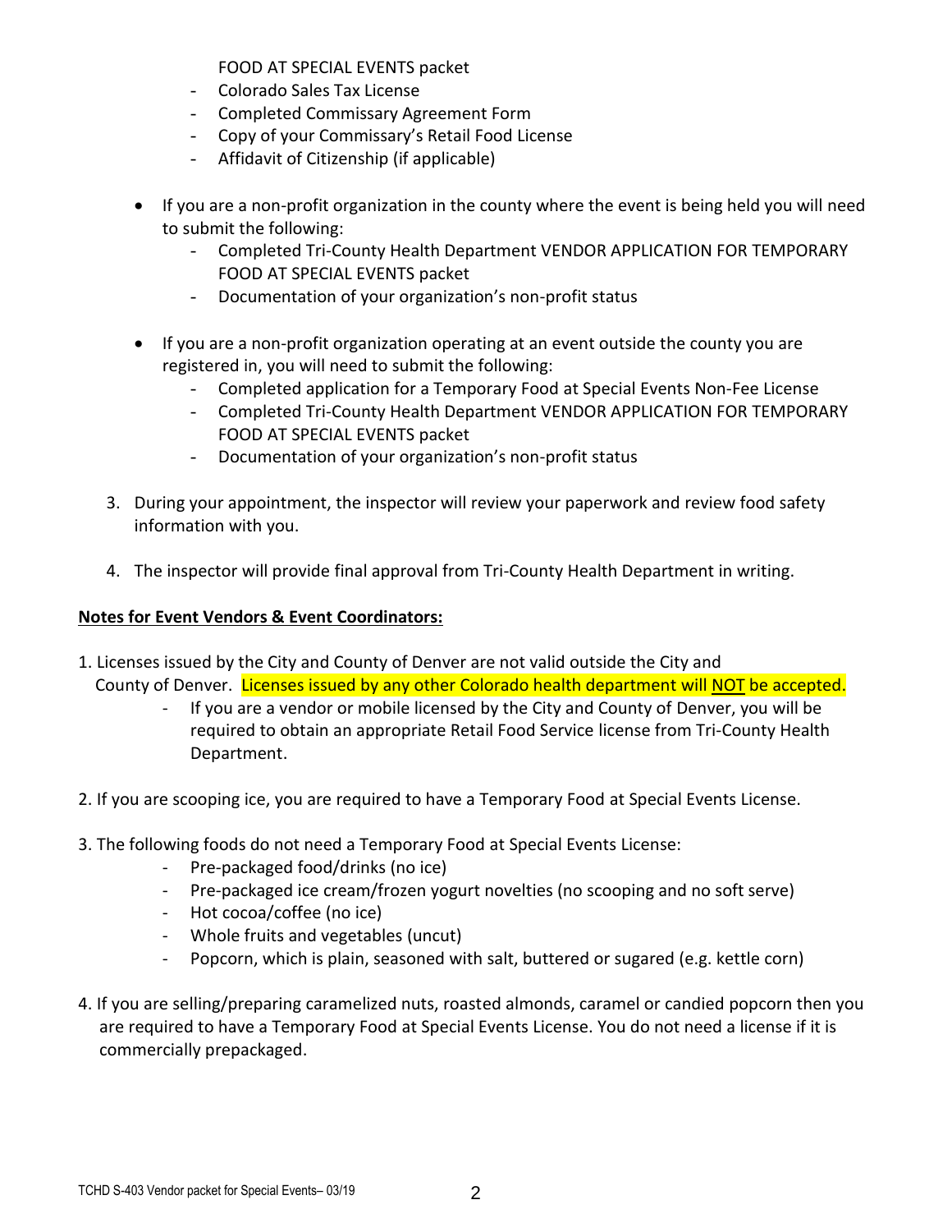FOOD AT SPECIAL EVENTS packet
  - Colorado Sales Tax License
  - Completed Commissary Agreement Form
  - Copy of your Commissary's Retail Food License
  - Affidavit of Citizenship (if applicable)

- If you are a non-profit organization in the county where the event is being held you will need to submit the following:
  - Completed Tri-County Health Department VENDOR APPLICATION FOR TEMPORARY FOOD AT SPECIAL EVENTS packet
  - Documentation of your organization's non-profit status

- If you are a non-profit organization operating at an event outside the county you are registered in, you will need to submit the following:
  - Completed application for a Temporary Food at Special Events Non-Fee License
  - Completed Tri-County Health Department VENDOR APPLICATION FOR TEMPORARY FOOD AT SPECIAL EVENTS packet
  - Documentation of your organization's non-profit status

3. During your appointment, the inspector will review your paperwork and review food safety information with you.

4. The inspector will provide final approval from Tri-County Health Department in writing.

**Notes for Event Vendors & Event Coordinators:**

1. Licenses issued by the City and County of Denver are not valid outside the City and County of Denver. Licenses issued by any other Colorado health department will NOT be accepted.
   - If you are a vendor or mobile licensed by the City and County of Denver, you will be required to obtain an appropriate Retail Food Service license from Tri-County Health Department.

2. If you are scooping ice, you are required to have a Temporary Food at Special Events License.

3. The following foods do not need a Temporary Food at Special Events License:
   - Pre-packaged food/drinks (no ice)
   - Pre-packaged ice cream/frozen yogurt novelties (no scooping and no soft serve)
   - Hot cocoa/coffee (no ice)
   - Whole fruits and vegetables (uncut)
   - Popcorn, which is plain, seasoned with salt, buttered or sugared (e.g. kettle corn)

4. If you are selling/preparing caramelized nuts, roasted almonds, caramel or candied popcorn then you are required to have a Temporary Food at Special Events License. You do not need a license if it is commercially prepackaged.

TCHD S-403 Vendor packet for Special Events– 03/19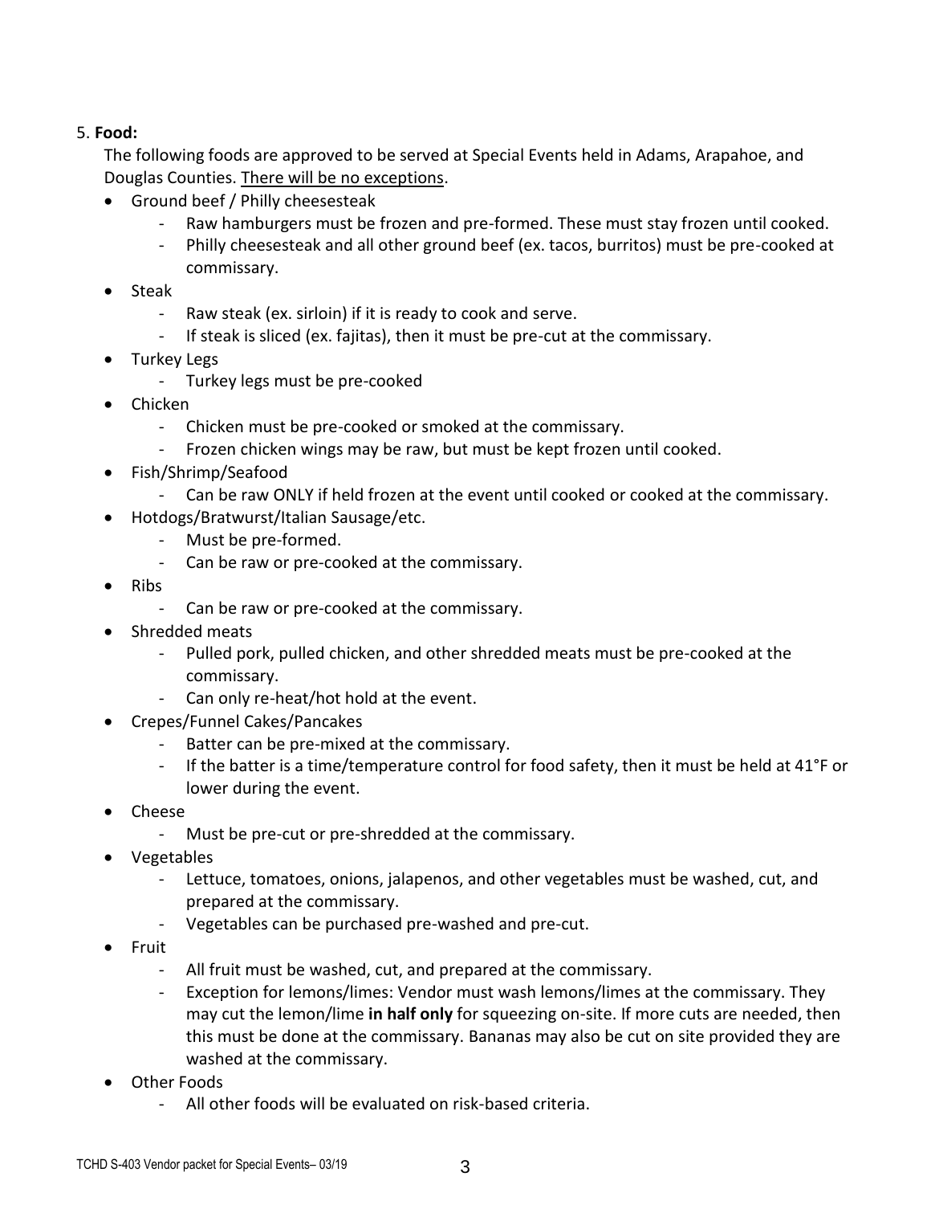5. **Food:**

The following foods are approved to be served at Special Events held in Adams, Arapahoe, and Douglas Counties. <u>There will be no exceptions</u>.

- Ground beef / Philly cheesesteak
  - Raw hamburgers must be frozen and pre-formed. These must stay frozen until cooked.
  - Philly cheesesteak and all other ground beef (ex. tacos, burritos) must be pre-cooked at commissary.
- Steak
  - Raw steak (ex. sirloin) if it is ready to cook and serve.
  - If steak is sliced (ex. fajitas), then it must be pre-cut at the commissary.
- Turkey Legs
  - Turkey legs must be pre-cooked
- Chicken
  - Chicken must be pre-cooked or smoked at the commissary.
  - Frozen chicken wings may be raw, but must be kept frozen until cooked.
- Fish/Shrimp/Seafood
  - Can be raw ONLY if held frozen at the event until cooked or cooked at the commissary.
- Hotdogs/Bratwurst/Italian Sausage/etc.
  - Must be pre-formed.
  - Can be raw or pre-cooked at the commissary.
- Ribs
  - Can be raw or pre-cooked at the commissary.
- Shredded meats
  - Pulled pork, pulled chicken, and other shredded meats must be pre-cooked at the commissary.
  - Can only re-heat/hot hold at the event.
- Crepes/Funnel Cakes/Pancakes
  - Batter can be pre-mixed at the commissary.
  - If the batter is a time/temperature control for food safety, then it must be held at 41°F or lower during the event.
- Cheese
  - Must be pre-cut or pre-shredded at the commissary.
- Vegetables
  - Lettuce, tomatoes, onions, jalapenos, and other vegetables must be washed, cut, and prepared at the commissary.
  - Vegetables can be purchased pre-washed and pre-cut.
- Fruit
  - All fruit must be washed, cut, and prepared at the commissary.
  - Exception for lemons/limes: Vendor must wash lemons/limes at the commissary. They may cut the lemon/lime **in half only** for squeezing on-site. If more cuts are needed, then this must be done at the commissary. Bananas may also be cut on site provided they are washed at the commissary.
- Other Foods
  - All other foods will be evaluated on risk-based criteria.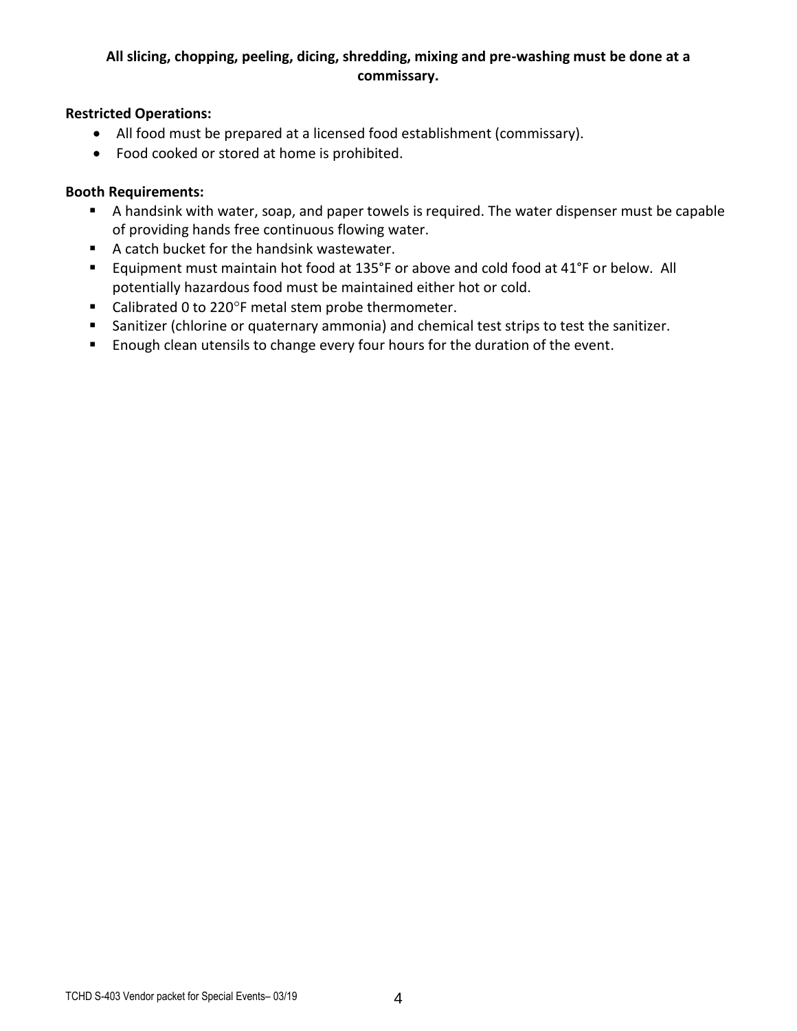**All slicing, chopping, peeling, dicing, shredding, mixing and pre-washing must be done at a commissary.**

**Restricted Operations:**

- All food must be prepared at a licensed food establishment (commissary).
- Food cooked or stored at home is prohibited.

**Booth Requirements:**

- A handsink with water, soap, and paper towels is required. The water dispenser must be capable of providing hands free continuous flowing water.
- A catch bucket for the handsink wastewater.
- Equipment must maintain hot food at 135°F or above and cold food at 41°F or below. All potentially hazardous food must be maintained either hot or cold.
- Calibrated 0 to 220°F metal stem probe thermometer.
- Sanitizer (chlorine or quaternary ammonia) and chemical test strips to test the sanitizer.
- Enough clean utensils to change every four hours for the duration of the event.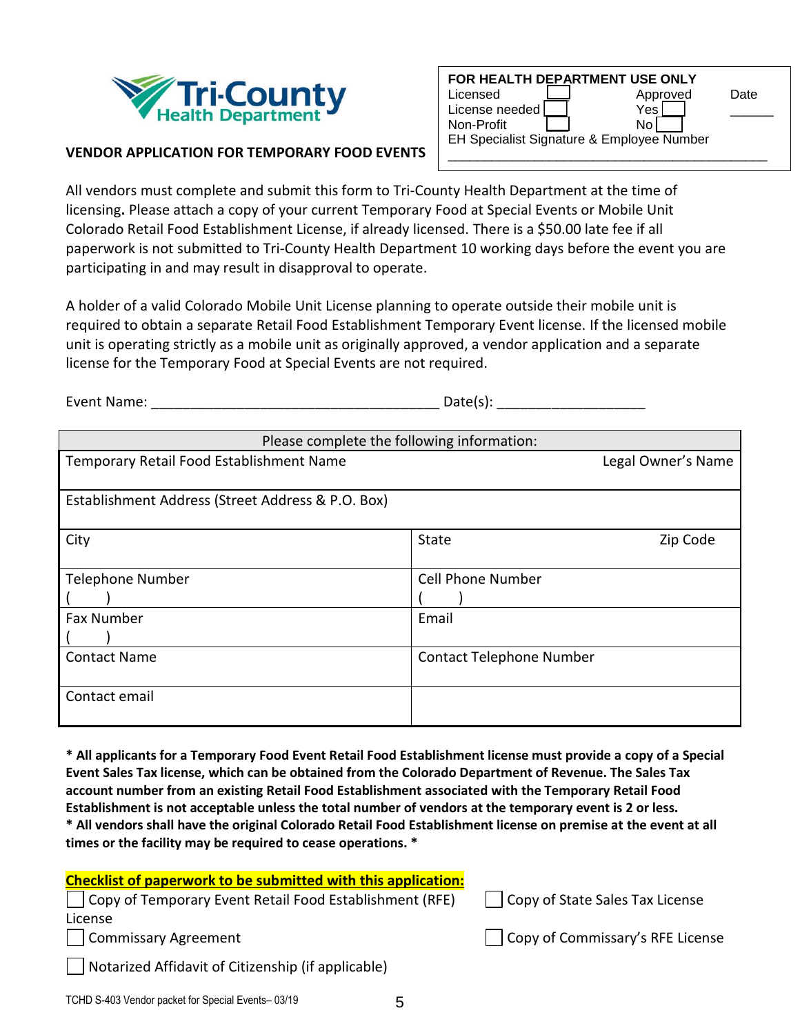Tri-County Health Department

| FOR HEALTH DEPARTMENT USE ONLY | | |
|---|---|---|
| Licensed ☐ | Approved | Date |
| License needed ☐ | Yes ☐ | ______ |
| Non-Profit ☐ | No ☐ | |
| EH Specialist Signature & Employee Number | | |
| ______________________________________________ | | |

**VENDOR APPLICATION FOR TEMPORARY FOOD EVENTS**

All vendors must complete and submit this form to Tri-County Health Department at the time of licensing**.** Please attach a copy of your current Temporary Food at Special Events or Mobile Unit Colorado Retail Food Establishment License, if already licensed. There is a $50.00 late fee if all paperwork is not submitted to Tri-County Health Department 10 working days before the event you are participating in and may result in disapproval to operate.

A holder of a valid Colorado Mobile Unit License planning to operate outside their mobile unit is required to obtain a separate Retail Food Establishment Temporary Event license. If the licensed mobile unit is operating strictly as a mobile unit as originally approved, a vendor application and a separate license for the Temporary Food at Special Events are not required.

Event Name: ______________________________________ Date(s): ___________________

| Please complete the following information: | |
|---|---|
| Temporary Retail Food Establishment Name | Legal Owner's Name |
| Establishment Address (Street Address & P.O. Box) | |
| City | State     Zip Code |
| Telephone Number<br>(    ) | Cell Phone Number<br>(    ) |
| Fax Number<br>(    ) | Email |
| Contact Name | Contact Telephone Number |
| Contact email | |

**\* All applicants for a Temporary Food Event Retail Food Establishment license must provide a copy of a Special Event Sales Tax license, which can be obtained from the Colorado Department of Revenue. The Sales Tax account number from an existing Retail Food Establishment associated with the Temporary Retail Food Establishment is not acceptable unless the total number of vendors at the temporary event is 2 or less.**
**\* All vendors shall have the original Colorado Retail Food Establishment license on premise at the event at all times or the facility may be required to cease operations. \***

**Checklist of paperwork to be submitted with this application:**

- ☐ Copy of Temporary Event Retail Food Establishment (RFE) License
- ☐ Copy of State Sales Tax License
- ☐ Commissary Agreement
- ☐ Copy of Commissary's RFE License
- ☐ Notarized Affidavit of Citizenship (if applicable)

TCHD S-403 Vendor packet for Special Events– 03/19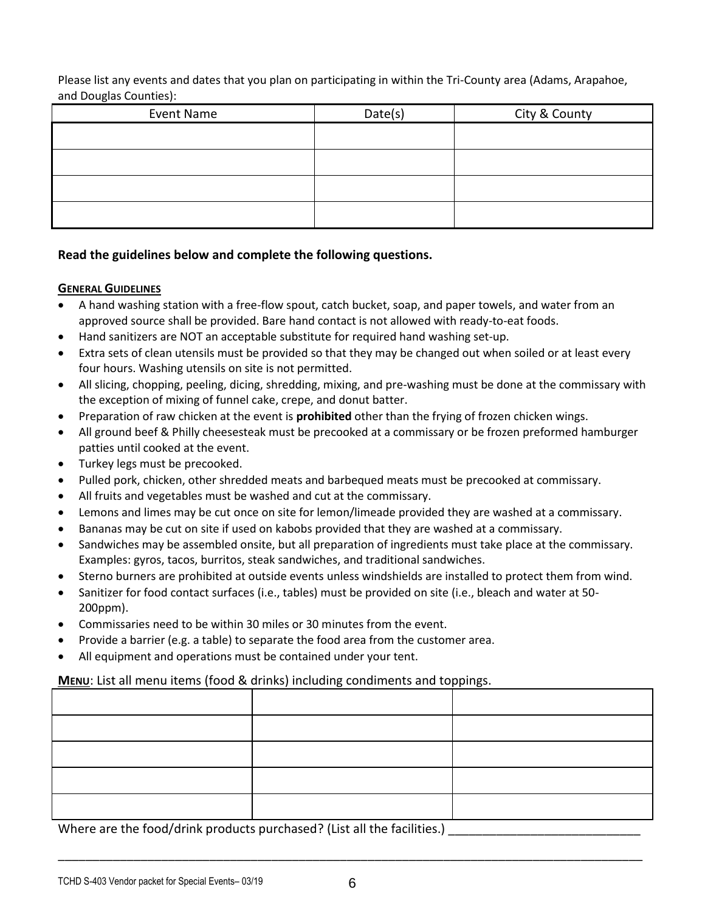Please list any events and dates that you plan on participating in within the Tri-County area (Adams, Arapahoe, and Douglas Counties):

| Event Name | Date(s) | City & County |
|---|---|---|
| | | |
| | | |
| | | |
| | | |

**Read the guidelines below and complete the following questions.**

**GENERAL GUIDELINES**

- A hand washing station with a free-flow spout, catch bucket, soap, and paper towels, and water from an approved source shall be provided. Bare hand contact is not allowed with ready-to-eat foods.
- Hand sanitizers are NOT an acceptable substitute for required hand washing set-up.
- Extra sets of clean utensils must be provided so that they may be changed out when soiled or at least every four hours. Washing utensils on site is not permitted.
- All slicing, chopping, peeling, dicing, shredding, mixing, and pre-washing must be done at the commissary with the exception of mixing of funnel cake, crepe, and donut batter.
- Preparation of raw chicken at the event is **prohibited** other than the frying of frozen chicken wings.
- All ground beef & Philly cheesesteak must be precooked at a commissary or be frozen preformed hamburger patties until cooked at the event.
- Turkey legs must be precooked.
- Pulled pork, chicken, other shredded meats and barbequed meats must be precooked at commissary.
- All fruits and vegetables must be washed and cut at the commissary.
- Lemons and limes may be cut once on site for lemon/limeade provided they are washed at a commissary.
- Bananas may be cut on site if used on kabobs provided that they are washed at a commissary.
- Sandwiches may be assembled onsite, but all preparation of ingredients must take place at the commissary. Examples: gyros, tacos, burritos, steak sandwiches, and traditional sandwiches.
- Sterno burners are prohibited at outside events unless windshields are installed to protect them from wind.
- Sanitizer for food contact surfaces (i.e., tables) must be provided on site (i.e., bleach and water at 50-200ppm).
- Commissaries need to be within 30 miles or 30 minutes from the event.
- Provide a barrier (e.g. a table) to separate the food area from the customer area.
- All equipment and operations must be contained under your tent.

**MENU**: List all menu items (food & drinks) including condiments and toppings.

| | | |
|---|---|---|
| | | |
| | | |
| | | |
| | | |
| | | |

Where are the food/drink products purchased? (List all the facilities.) ___________________________

_____________________________________________________________________________________________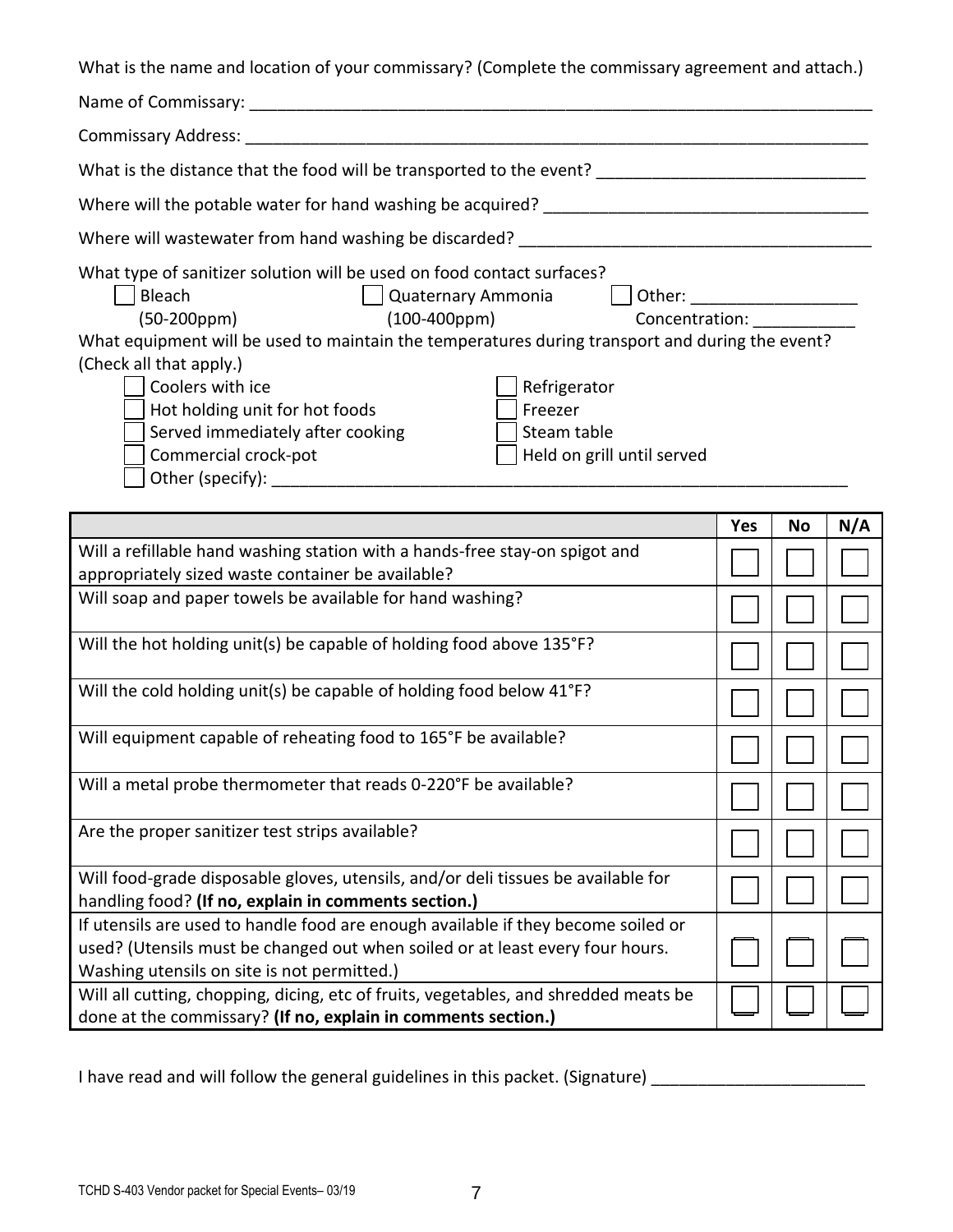What is the name and location of your commissary? (Complete the commissary agreement and attach.)

Name of Commissary: ______________________________________________________________________

Commissary Address: ______________________________________________________________________

What is the distance that the food will be transported to the event? _____________________________

Where will the potable water for hand washing be acquired? __________________________________

Where will wastewater from hand washing be discarded? _____________________________________

What type of sanitizer solution will be used on food contact surfaces?

- ☐ Bleach (50-200ppm)
- ☐ Quaternary Ammonia (100-400ppm)
- ☐ Other: __________________ Concentration: ___________

What equipment will be used to maintain the temperatures during transport and during the event? (Check all that apply.)

- ☐ Coolers with ice
- ☐ Hot holding unit for hot foods
- ☐ Served immediately after cooking
- ☐ Commercial crock-pot
- ☐ Refrigerator
- ☐ Freezer
- ☐ Steam table
- ☐ Held on grill until served
- ☐ Other (specify): _______________________________________________________________

| | Yes | No | N/A |
|---|---|---|---|
| Will a refillable hand washing station with a hands-free stay-on spigot and appropriately sized waste container be available? | ☐ | ☐ | ☐ |
| Will soap and paper towels be available for hand washing? | ☐ | ☐ | ☐ |
| Will the hot holding unit(s) be capable of holding food above 135°F? | ☐ | ☐ | ☐ |
| Will the cold holding unit(s) be capable of holding food below 41°F? | ☐ | ☐ | ☐ |
| Will equipment capable of reheating food to 165°F be available? | ☐ | ☐ | ☐ |
| Will a metal probe thermometer that reads 0-220°F be available? | ☐ | ☐ | ☐ |
| Are the proper sanitizer test strips available? | ☐ | ☐ | ☐ |
| Will food-grade disposable gloves, utensils, and/or deli tissues be available for handling food? **(If no, explain in comments section.)** | ☐ | ☐ | ☐ |
| If utensils are used to handle food are enough available if they become soiled or used? (Utensils must be changed out when soiled or at least every four hours. Washing utensils on site is not permitted.) | ☐ | ☐ | ☐ |
| Will all cutting, chopping, dicing, etc of fruits, vegetables, and shredded meats be done at the commissary? **(If no, explain in comments section.)** | ☐ | ☐ | ☐ |

I have read and will follow the general guidelines in this packet. (Signature) _______________________

TCHD S-403 Vendor packet for Special Events– 03/19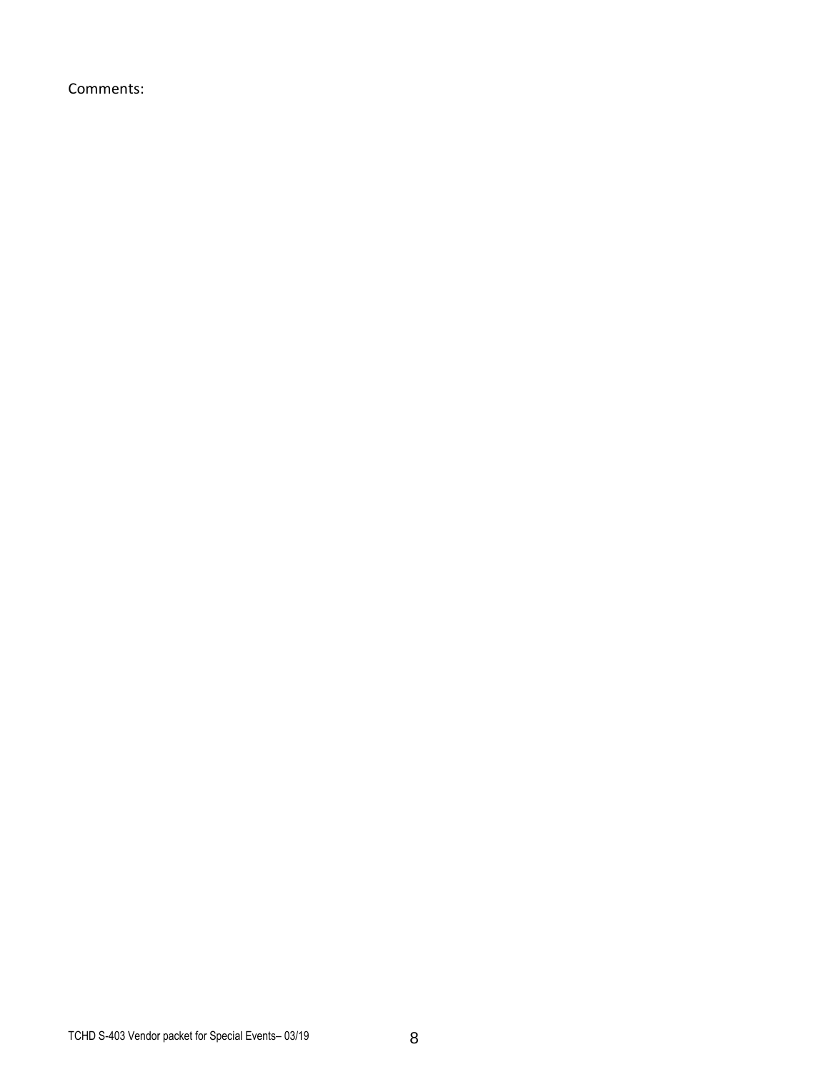Comments: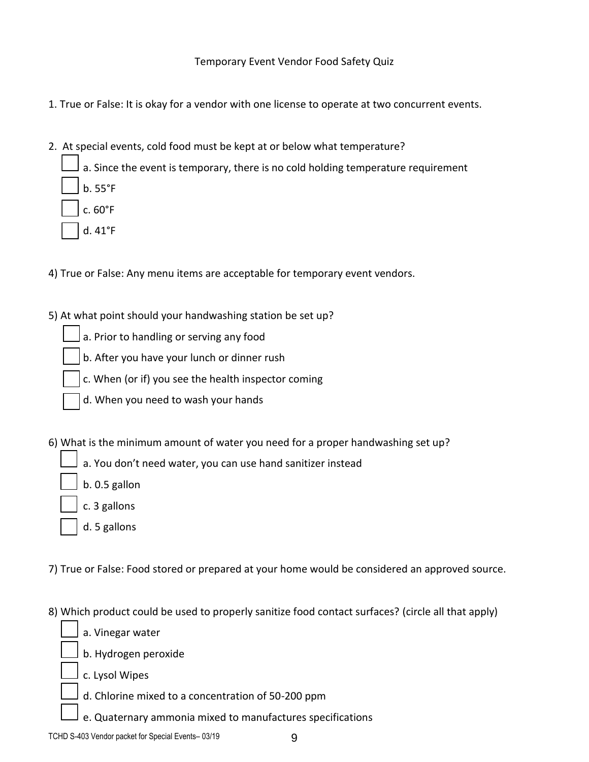# Temporary Event Vendor Food Safety Quiz

1. True or False: It is okay for a vendor with one license to operate at two concurrent events.

2. At special events, cold food must be kept at or below what temperature?
   - [ ] a. Since the event is temporary, there is no cold holding temperature requirement
   - [ ] b. 55°F
   - [ ] c. 60°F
   - [ ] d. 41°F

4) True or False: Any menu items are acceptable for temporary event vendors.

5) At what point should your handwashing station be set up?
   - [ ] a. Prior to handling or serving any food
   - [ ] b. After you have your lunch or dinner rush
   - [ ] c. When (or if) you see the health inspector coming
   - [ ] d. When you need to wash your hands

6) What is the minimum amount of water you need for a proper handwashing set up?
   - [ ] a. You don't need water, you can use hand sanitizer instead
   - [ ] b. 0.5 gallon
   - [ ] c. 3 gallons
   - [ ] d. 5 gallons

7) True or False: Food stored or prepared at your home would be considered an approved source.

8) Which product could be used to properly sanitize food contact surfaces? (circle all that apply)
   - [ ] a. Vinegar water
   - [ ] b. Hydrogen peroxide
   - [ ] c. Lysol Wipes
   - [ ] d. Chlorine mixed to a concentration of 50-200 ppm
   - [ ] e. Quaternary ammonia mixed to manufactures specifications

TCHD S-403 Vendor packet for Special Events– 03/19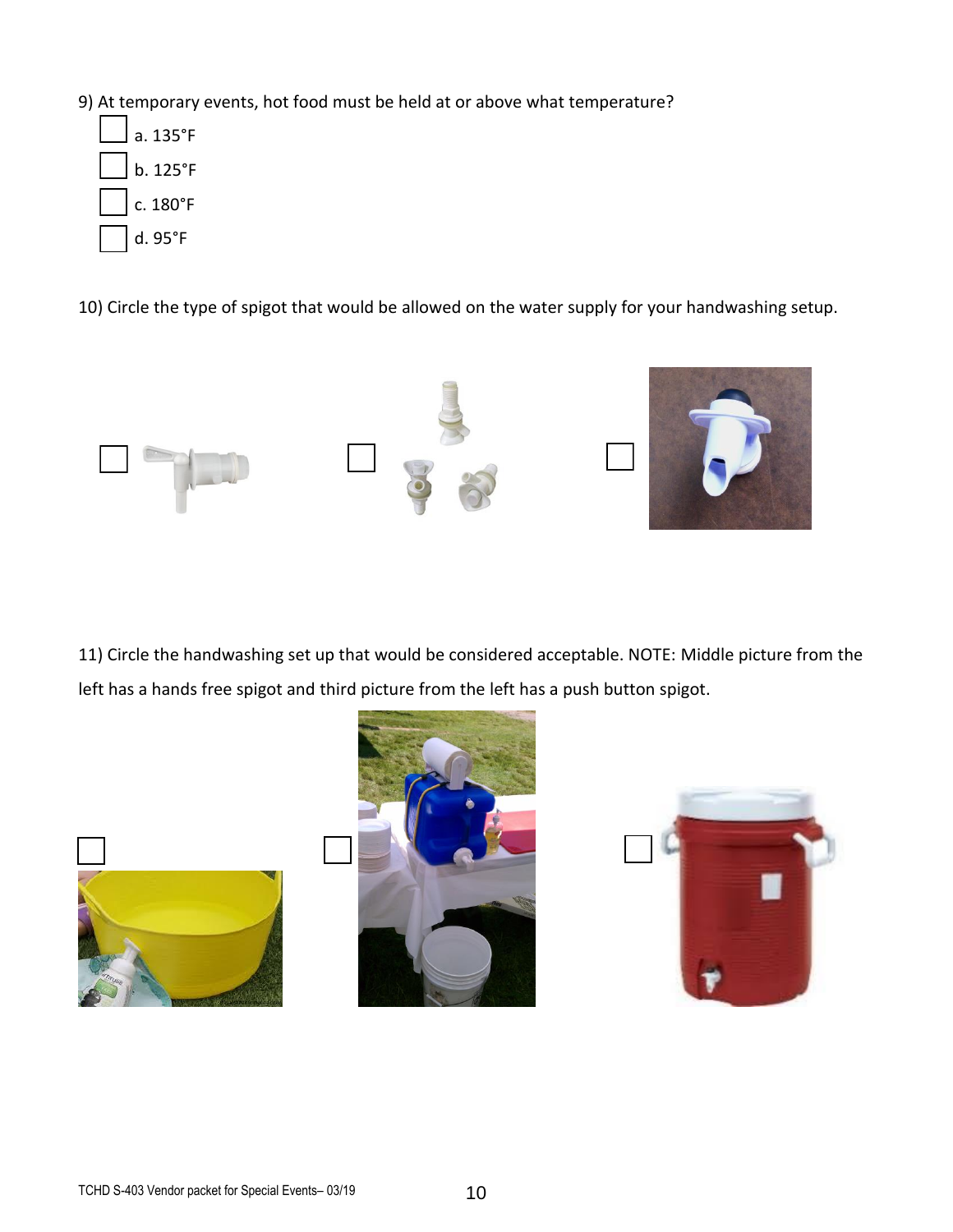9) At temporary events, hot food must be held at or above what temperature?

- [ ] a. 135°F
- [ ] b. 125°F
- [ ] c. 180°F
- [ ] d. 95°F

10) Circle the type of spigot that would be allowed on the water supply for your handwashing setup.

- [ ] 
- [ ] 
- [ ] 

11) Circle the handwashing set up that would be considered acceptable. NOTE: Middle picture from the left has a hands free spigot and third picture from the left has a push button spigot.

- [ ] 
- [ ] 
- [ ] 

TCHD S-403 Vendor packet for Special Events– 03/19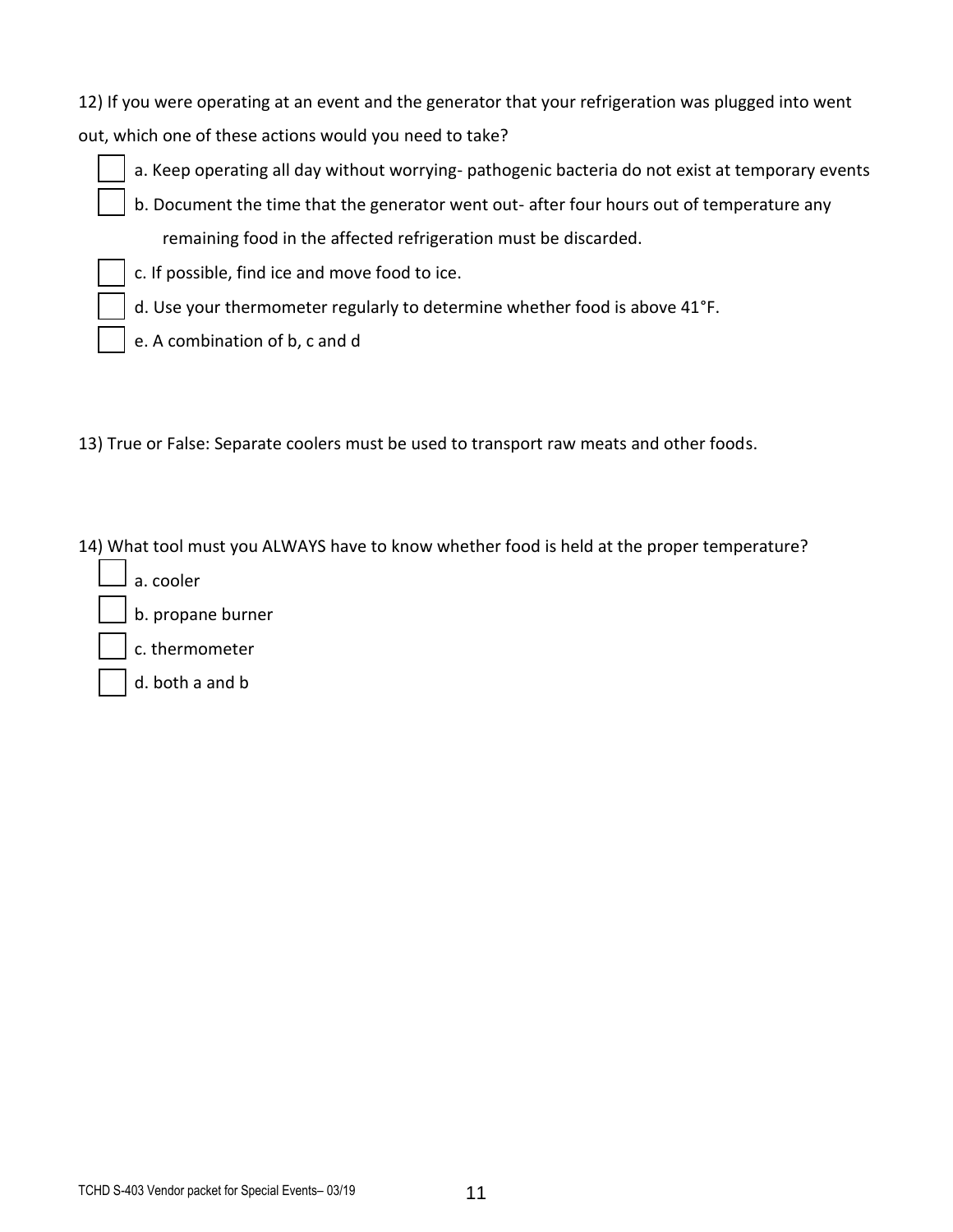12) If you were operating at an event and the generator that your refrigeration was plugged into went out, which one of these actions would you need to take?

- ☐ a. Keep operating all day without worrying- pathogenic bacteria do not exist at temporary events
- ☐ b. Document the time that the generator went out- after four hours out of temperature any remaining food in the affected refrigeration must be discarded.
- ☐ c. If possible, find ice and move food to ice.
- ☐ d. Use your thermometer regularly to determine whether food is above 41°F.
- ☐ e. A combination of b, c and d

13) True or False: Separate coolers must be used to transport raw meats and other foods.

14) What tool must you ALWAYS have to know whether food is held at the proper temperature?

- ☐ a. cooler
- ☐ b. propane burner
- ☐ c. thermometer
- ☐ d. both a and b

TCHD S-403 Vendor packet for Special Events– 03/19